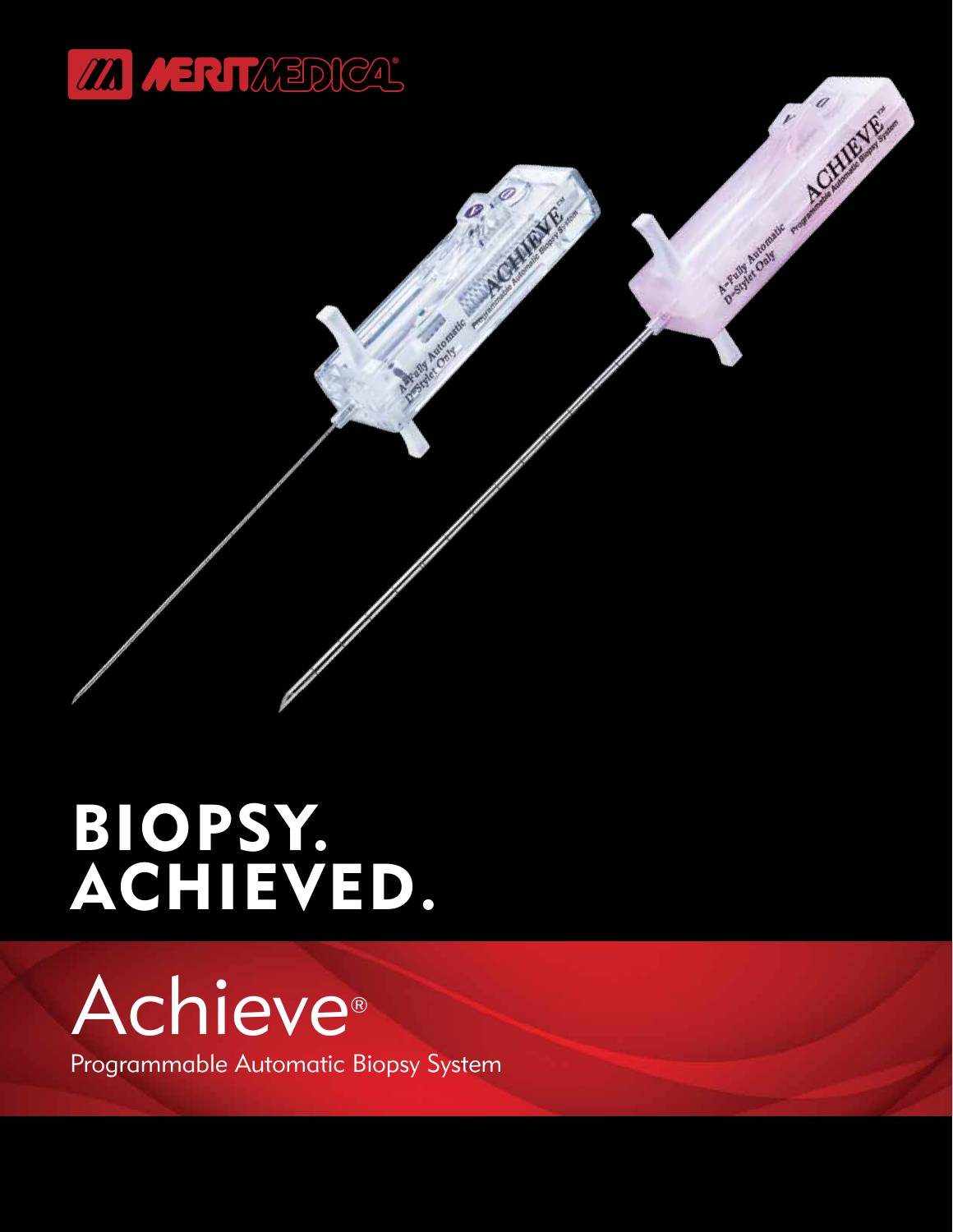MERIT MEDICAL®

# BIOPSY. ACHIEVED.

## Achieve®

Programmable Automatic Biopsy System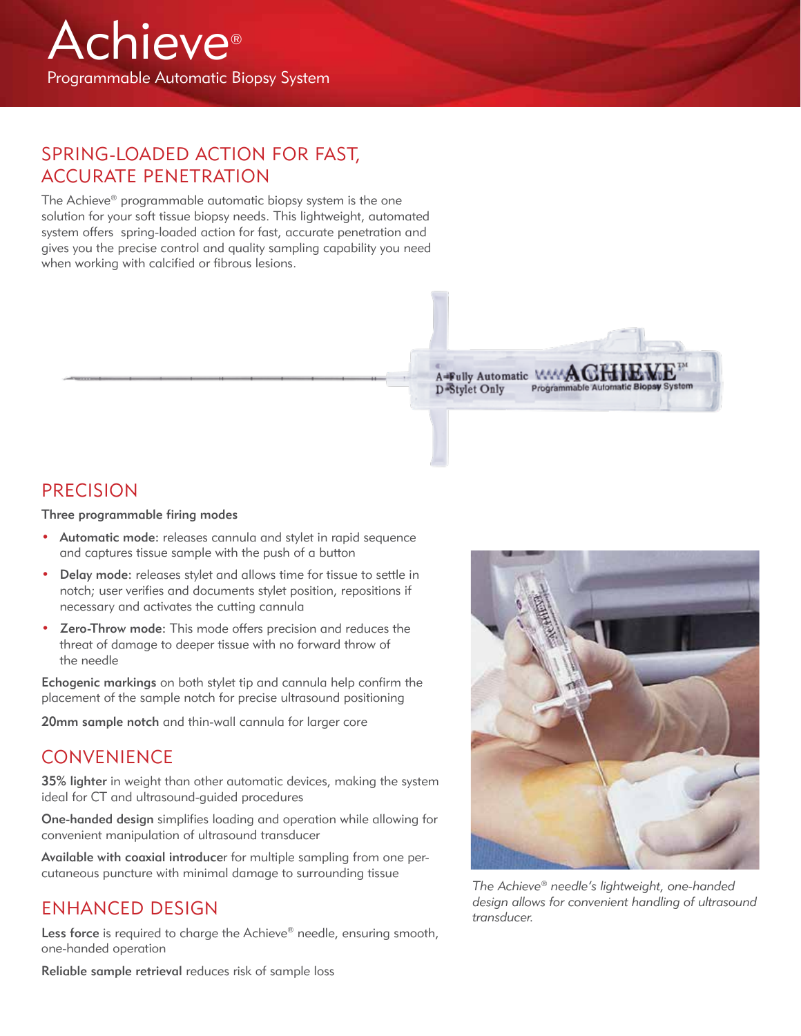# Achieve®

Programmable Automatic Biopsy System

## SPRING-LOADED ACTION FOR FAST, ACCURATE PENETRATION

The Achieve® programmable automatic biopsy system is the one solution for your soft tissue biopsy needs. This lightweight, automated system offers spring-loaded action for fast, accurate penetration and gives you the precise control and quality sampling capability you need when working with calcified or fibrous lesions.

## PRECISION

**Three programmable firing modes**

- **Automatic mode:** releases cannula and stylet in rapid sequence and captures tissue sample with the push of a button
- **Delay mode:** releases stylet and allows time for tissue to settle in notch; user verifies and documents stylet position, repositions if necessary and activates the cutting cannula
- **Zero-Throw mode:** This mode offers precision and reduces the threat of damage to deeper tissue with no forward throw of the needle

**Echogenic markings** on both stylet tip and cannula help confirm the placement of the sample notch for precise ultrasound positioning

**20mm sample notch** and thin-wall cannula for larger core

## CONVENIENCE

**35% lighter** in weight than other automatic devices, making the system ideal for CT and ultrasound-guided procedures

**One-handed design** simplifies loading and operation while allowing for convenient manipulation of ultrasound transducer

**Available with coaxial introducer** for multiple sampling from one percutaneous puncture with minimal damage to surrounding tissue

## ENHANCED DESIGN

**Less force** is required to charge the Achieve® needle, ensuring smooth, one-handed operation

**Reliable sample retrieval** reduces risk of sample loss

*The Achieve® needle's lightweight, one-handed design allows for convenient handling of ultrasound transducer.*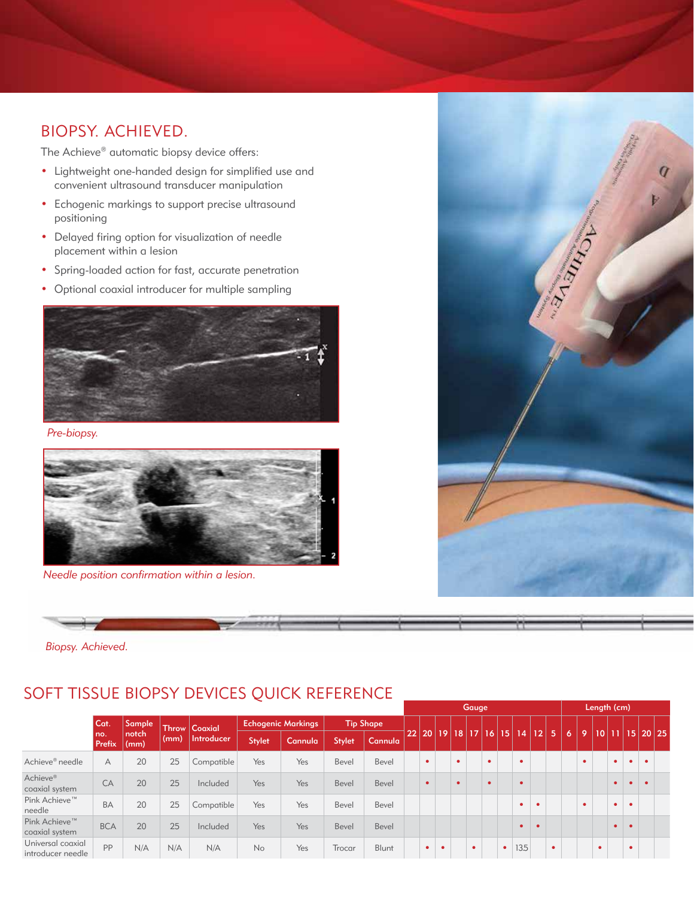## BIOPSY. ACHIEVED.

The Achieve® automatic biopsy device offers:

- Lightweight one-handed design for simplified use and convenient ultrasound transducer manipulation
- Echogenic markings to support precise ultrasound positioning
- Delayed firing option for visualization of needle placement within a lesion
- Spring-loaded action for fast, accurate penetration
- Optional coaxial introducer for multiple sampling

*Pre-biopsy.*

*Needle position confirmation within a lesion.*

*Biopsy. Achieved.*

## SOFT TISSUE BIOPSY DEVICES QUICK REFERENCE

| | Cat. no. Prefix | Sample notch (mm) | Throw (mm) | Coaxial Introducer | Echogenic Markings | | Tip Shape | | Gauge | | | | | | | | | | Length (cm) | | | | | | |
|---|---|---|---|---|---|---|---|---|---|---|---|---|---|---|---|---|---|---|---|---|---|---|---|---|---|
| | | | | | Stylet | Cannula | Stylet | Cannula | 22 | 20 | 19 | 18 | 17 | 16 | 15 | 14 | 12 | 5 | 6 | 9 | 10 | 11 | 15 | 20 | 25 |
| Achieve® needle | A | 20 | 25 | Compatible | Yes | Yes | Bevel | Bevel | | • | | • | | • | | • | | | | • | | • | • | • | |
| Achieve® coaxial system | CA | 20 | 25 | Included | Yes | Yes | Bevel | Bevel | | • | | • | | • | | • | | | | | | • | • | • | |
| Pink Achieve™ needle | BA | 20 | 25 | Compatible | Yes | Yes | Bevel | Bevel | | | | | | | | • | • | | | • | | • | • | | |
| Pink Achieve™ coaxial system | BCA | 20 | 25 | Included | Yes | Yes | Bevel | Bevel | | | | | | | | • | • | | | | | • | • | | |
| Universal coaxial introducer needle | PP | N/A | N/A | N/A | No | Yes | Trocar | Blunt | | • | • | | • | | • | 13.5 | | • | | | • | | • | | |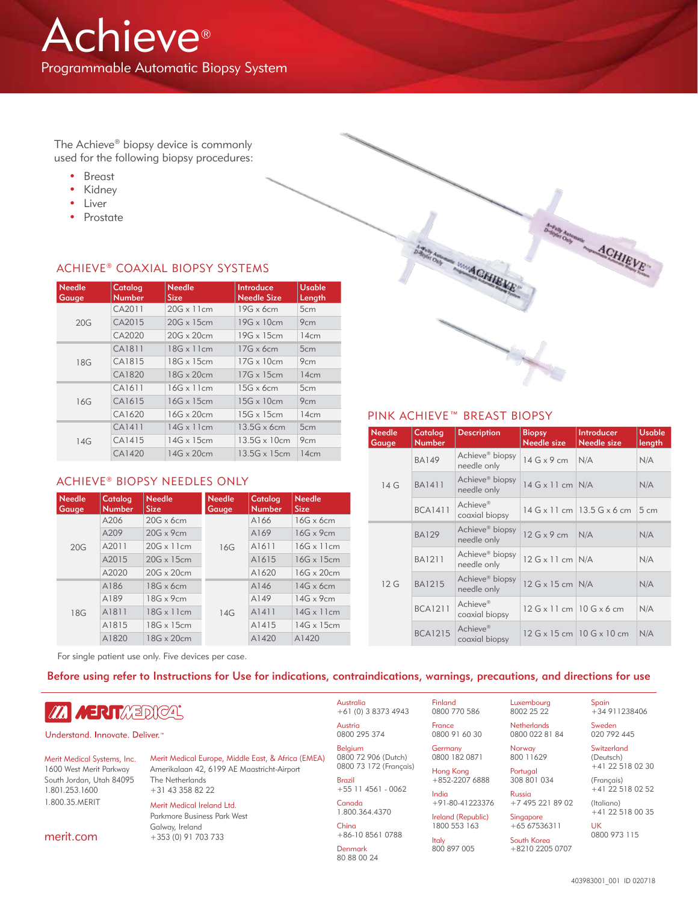# Achieve®

Programmable Automatic Biopsy System

The Achieve® biopsy device is commonly used for the following biopsy procedures:

- Breast
- Kidney
- Liver
- Prostate

## ACHIEVE® COAXIAL BIOPSY SYSTEMS

| Needle Gauge | Catalog Number | Needle Size | Introduce Needle Size | Usable Length |
|---|---|---|---|---|
| 20G | CA2011 | 20G x 11cm | 19G x 6cm | 5cm |
| | CA2015 | 20G x 15cm | 19G x 10cm | 9cm |
| | CA2020 | 20G x 20cm | 19G x 15cm | 14cm |
| 18G | CA1811 | 18G x 11cm | 17G x 6cm | 5cm |
| | CA1815 | 18G x 15cm | 17G x 10cm | 9cm |
| | CA1820 | 18G x 20cm | 17G x 15cm | 14cm |
| 16G | CA1611 | 16G x 11cm | 15G x 6cm | 5cm |
| | CA1615 | 16G x 15cm | 15G x 10cm | 9cm |
| | CA1620 | 16G x 20cm | 15G x 15cm | 14cm |
| 14G | CA1411 | 14G x 11cm | 13.5G x 6cm | 5cm |
| | CA1415 | 14G x 15cm | 13.5G x 10cm | 9cm |
| | CA1420 | 14G x 20cm | 13.5G x 15cm | 14cm |

## ACHIEVE® BIOPSY NEEDLES ONLY

| Needle Gauge | Catalog Number | Needle Size | Needle Gauge | Catalog Number | Needle Size |
|---|---|---|---|---|---|
| 20G | A206 | 20G x 6cm | 16G | A166 | 16G x 6cm |
| | A209 | 20G x 9cm | | A169 | 16G x 9cm |
| | A2011 | 20G x 11cm | | A1611 | 16G x 11cm |
| | A2015 | 20G x 15cm | | A1615 | 16G x 15cm |
| | A2020 | 20G x 20cm | | A1620 | 16G x 20cm |
| 18G | A186 | 18G x 6cm | 14G | A146 | 14G x 6cm |
| | A189 | 18G x 9cm | | A149 | 14G x 9cm |
| | A1811 | 18G x 11cm | | A1411 | 14G x 11cm |
| | A1815 | 18G x 15cm | | A1415 | 14G x 15cm |
| | A1820 | 18G x 20cm | | A1420 | A1420 |

For single patient use only. Five devices per case.

## PINK ACHIEVE™ BREAST BIOPSY

| Needle Gauge | Catalog Number | Description | Biopsy Needle size | Introducer Needle size | Usable length |
|---|---|---|---|---|---|
| 14 G | BA149 | Achieve® biopsy needle only | 14 G x 9 cm | N/A | N/A |
| | BA1411 | Achieve® biopsy needle only | 14 G x 11 cm | N/A | N/A |
| | BCA1411 | Achieve® coaxial biopsy | 14 G x 11 cm | 13.5 G x 6 cm | 5 cm |
| 12 G | BA129 | Achieve® biopsy needle only | 12 G x 9 cm | N/A | N/A |
| | BA1211 | Achieve® biopsy needle only | 12 G x 11 cm | N/A | N/A |
| | BA1215 | Achieve® biopsy needle only | 12 G x 15 cm | N/A | N/A |
| | BCA1211 | Achieve® coaxial biopsy | 12 G x 11 cm | 10 G x 6 cm | N/A |
| | BCA1215 | Achieve® coaxial biopsy | 12 G x 15 cm | 10 G x 10 cm | N/A |

**Before using refer to Instructions for Use for indications, contraindications, warnings, precautions, and directions for use**

MERIT MEDICAL

Understand. Innovate. Deliver.™

Merit Medical Systems, Inc.
1600 West Merit Parkway
South Jordan, Utah 84095
1.801.253.1600
1.800.35.MERIT

merit.com

Merit Medical Europe, Middle East, & Africa (EMEA)
Amerikalaan 42, 6199 AE Maastricht-Airport
The Netherlands
+31 43 358 82 22

Merit Medical Ireland Ltd.
Parkmore Business Park West
Galway, Ireland
+353 (0) 91 703 733

Australia
+61 (0) 3 8373 4943

Austria
0800 295 374

Belgium
0800 72 906 (Dutch)
0800 73 172 (Français)

Brazil
+55 11 4561 - 0062

Canada
1.800.364.4370

China
+86-10 8561 0788

Denmark
80 88 00 24

Finland
0800 770 586

France
0800 91 60 30

Germany
0800 182 0871

Hong Kong
+852-2207 6888

India
+91-80-41223376

Ireland (Republic)
1800 553 163

Italy
800 897 005

Luxembourg
8002 25 22

Netherlands
0800 022 81 84

Norway
800 11629

Portugal
308 801 034

Russia
+7 495 221 89 02

Singapore
+65 67536311

South Korea
+8210 2205 0707

Spain
+34 911238406

Sweden
020 792 445

Switzerland
(Deutsch)
+41 22 518 02 30

(Français)
+41 22 518 02 52

(Italiano)
+41 22 518 00 35

UK
0800 973 115

403983001_001 ID 020718